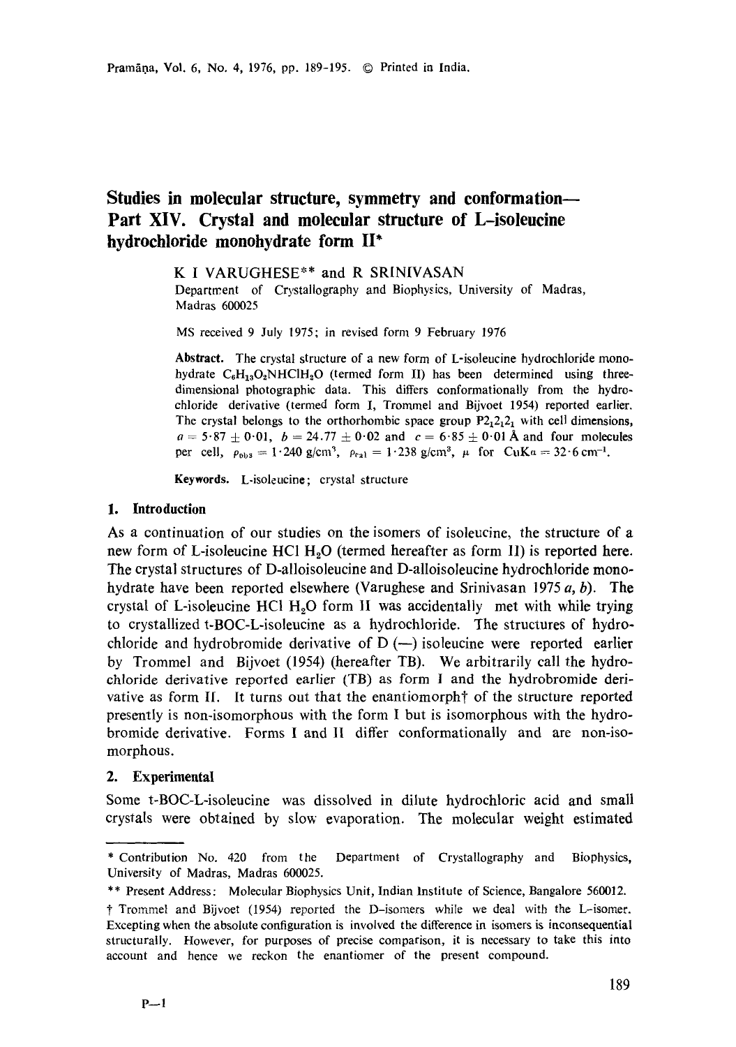# Studies in molecular structure, symmetry and conformation— Part XIV. Crystal and molecular structure of L-isoleucine hydrochloride monohydrate form II*

K I VARUGHESE** and R SRINIVASAN

Department of Crystallography and Biophysics, University of Madras, Madras 600025

MS received 9 July 1975; in revised form 9 February 1976

**Abstract.** The crystal structure of a new form of L-isoleucine hydrochloride monohydrate $C_6H_{13}O_2NHClH_2O$ (termed form II) has been determined using three-dimensional photographic data. This differs conformationally from the hydrochloride derivative (termed form I, Trommel and Bijvoet 1954) reported earlier. The crystal belongs to the orthorhombic space group $P2_12_12_1$ with cell dimensions, $a = 5{\cdot}87 \pm 0{\cdot}01$, $b = 24{\cdot}77 \pm 0{\cdot}02$ and $c = 6{\cdot}85 \pm 0{\cdot}01$ Å and four molecules per cell, $\rho_{obs} = 1{\cdot}240$ g/cm³, $\rho_{cal} = 1{\cdot}238$ g/cm³, $\mu$ for CuK$\alpha$ = $32{\cdot}6$ cm$^{-1}$.

**Keywords.** L-isoleucine; crystal structure

## 1. Introduction

As a continuation of our studies on the isomers of isoleucine, the structure of a new form of L-isoleucine HCl $H_2O$ (termed hereafter as form II) is reported here. The crystal structures of D-alloisoleucine and D-alloisoleucine hydrochloride monohydrate have been reported elsewhere (Varughese and Srinivasan 1975 *a*, *b*). The crystal of L-isoleucine HCl $H_2O$ form II was accidentally met with while trying to crystallized t-BOC-L-isoleucine as a hydrochloride. The structures of hydrochloride and hydrobromide derivative of D (—) isoleucine were reported earlier by Trommel and Bijvoet (1954) (hereafter TB). We arbitrarily call the hydrochloride derivative reported earlier (TB) as form I and the hydrobromide derivative as form II. It turns out that the enantiomorph† of the structure reported presently is non-isomorphous with the form I but is isomorphous with the hydrobromide derivative. Forms I and II differ conformationally and are non-isomorphous.

## 2. Experimental

Some t-BOC-L-isoleucine was dissolved in dilute hydrochloric acid and small crystals were obtained by slow evaporation. The molecular weight estimated

---

\* Contribution No. 420 from the Department of Crystallography and Biophysics, University of Madras, Madras 600025.

\*\* Present Address: Molecular Biophysics Unit, Indian Institute of Science, Bangalore 560012.

† Trommel and Bijvoet (1954) reported the D-isomers while we deal with the L-isomer. Excepting when the absolute configuration is involved the difference in isomers is inconsequential structurally. However, for purposes of precise comparison, it is necessary to take this into account and hence we reckon the enantiomer of the present compound.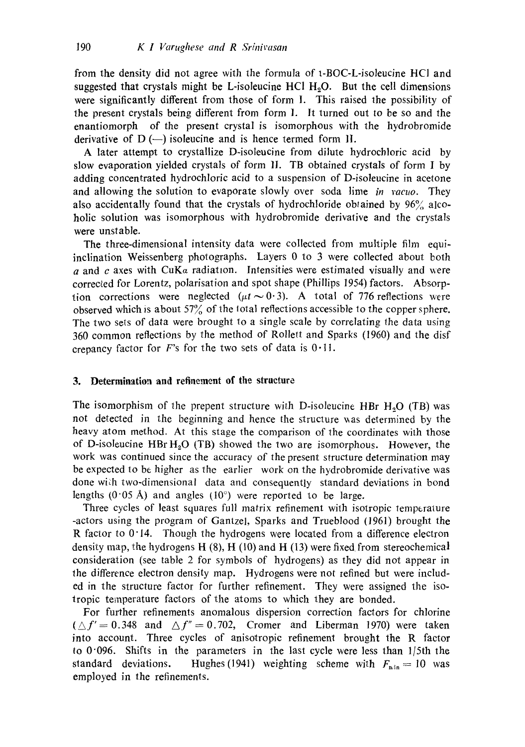from the density did not agree with the formula of t-BOC-L-isoleucine HCl and suggested that crystals might be L-isoleucine HCl $H_2O$. But the cell dimensions were significantly different from those of form I. This raised the possibility of the present crystals being different from form I. It turned out to be so and the enantiomorph of the present crystal is isomorphous with the hydrobromide derivative of D (—) isoleucine and is hence termed form II.

A later attempt to crystallize D-isoleucine from dilute hydrochloric acid by slow evaporation yielded crystals of form II. TB obtained crystals of form I by adding concentrated hydrochloric acid to a suspension of D-isoleucine in acetone and allowing the solution to evaporate slowly over soda lime *in vacuo*. They also accidentally found that the crystals of hydrochloride obtained by 96% alcoholic solution was isomorphous with hydrobromide derivative and the crystals were unstable.

The three-dimensional intensity data were collected from multiple film equi-inclination Weissenberg photographs. Layers 0 to 3 were collected about both $a$ and $c$ axes with CuK$\alpha$ radiation. Intensities were estimated visually and were corrected for Lorentz, polarisation and spot shape (Phillips 1954) factors. Absorption corrections were neglected ($\mu t \sim 0{\cdot}3$). A total of 776 reflections were observed which is about 57% of the total reflections accessible to the copper sphere. The two sets of data were brought to a single scale by correlating the data using 360 common reflections by the method of Rollett and Sparks (1960) and the disf crepancy factor for $F$'s for the two sets of data is $0{\cdot}11$.

## 3. Determination and refinement of the structure

The isomorphism of the prepent structure with D-isoleucine HBr $H_2O$ (TB) was not detected in the beginning and hence the structure was determined by the heavy atom method. At this stage the comparison of the coordinates with those of D-isoleucine HBr $H_2O$ (TB) showed the two are isomorphous. However, the work was continued since the accuracy of the present structure determination may be expected to be higher as the earlier work on the hydrobromide derivative was done with two-dimensional data and consequently standard deviations in bond lengths ($0{\cdot}05$ Å) and angles ($10°$) were reported to be large.

Three cycles of least squares full matrix refinement with isotropic temperature -actors using the program of Gantzel, Sparks and Trueblood (1961) brought the R factor to $0{\cdot}14$. Though the hydrogens were located from a difference electron density map, the hydrogens H (8), H (10) and H (13) were fixed from stereochemical consideration (see table 2 for symbols of hydrogens) as they did not appear in the difference electron density map. Hydrogens were not refined but were included in the structure factor for further refinement. They were assigned the isotropic temperature factors of the atoms to which they are bonded.

For further refinements anomalous dispersion correction factors for chlorine ($\triangle f' = 0.348$ and $\triangle f'' = 0.702$, Cromer and Liberman 1970) were taken into account. Three cycles of anisotropic refinement brought the R factor to $0{\cdot}096$. Shifts in the parameters in the last cycle were less than 1/5th the standard deviations. Hughes (1941) weighting scheme with $F_{min} = 10$ was employed in the refinements.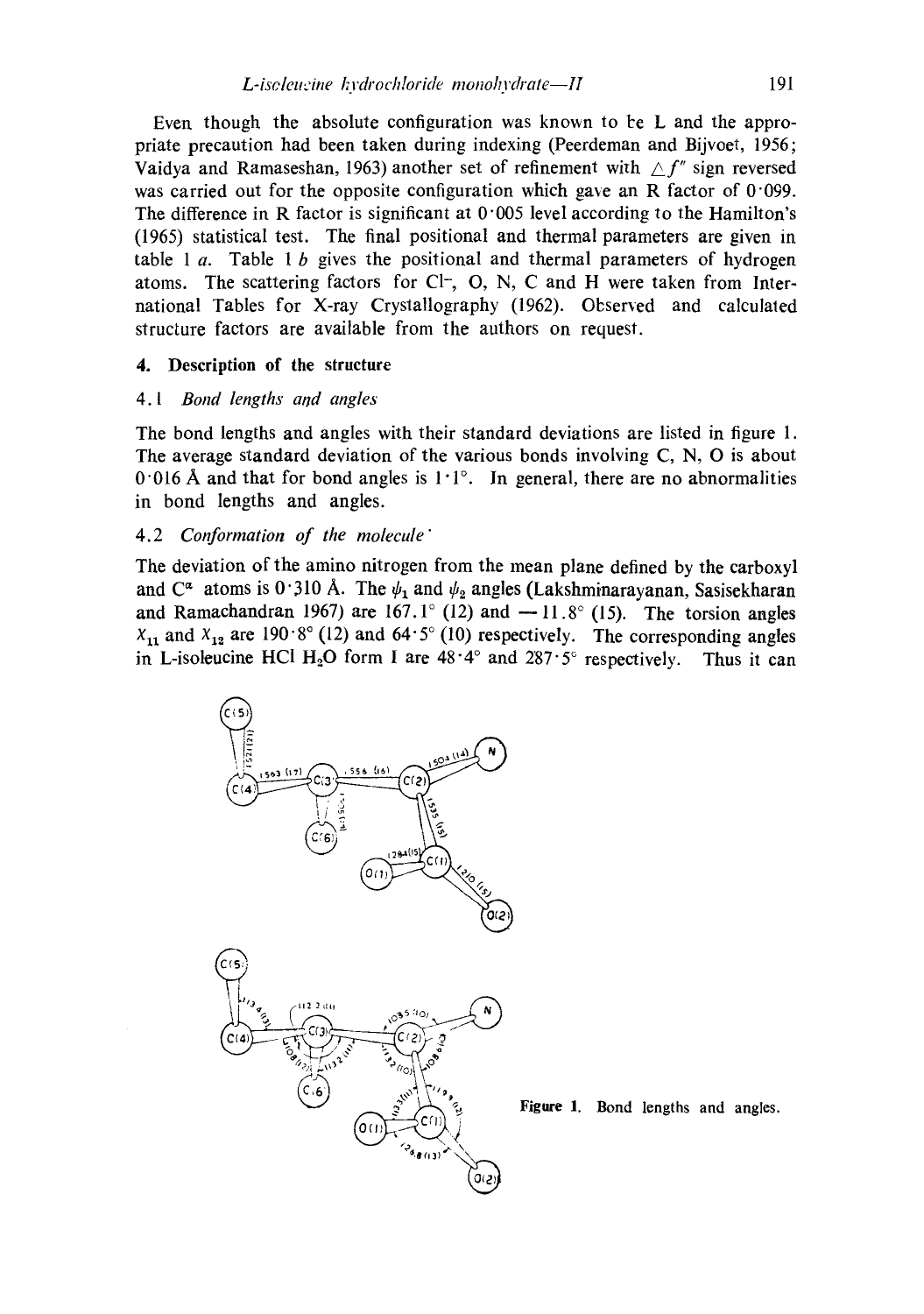Even though the absolute configuration was known to be L and the appropriate precaution had been taken during indexing (Peerdeman and Bijvoet, 1956; Vaidya and Ramaseshan, 1963) another set of refinement with $\triangle f''$ sign reversed was carried out for the opposite configuration which gave an R factor of 0·099. The difference in R factor is significant at 0·005 level according to the Hamilton's (1965) statistical test. The final positional and thermal parameters are given in table 1 *a*. Table 1 *b* gives the positional and thermal parameters of hydrogen atoms. The scattering factors for $Cl^-$, O, N, C and H were taken from International Tables for X-ray Crystallography (1962). Observed and calculated structure factors are available from the authors on request.

## 4. Description of the structure

### 4.1 *Bond lengths and angles*

The bond lengths and angles with their standard deviations are listed in figure 1. The average standard deviation of the various bonds involving C, N, O is about 0·016 Å and that for bond angles is 1·1°. In general, there are no abnormalities in bond lengths and angles.

### 4.2 *Conformation of the molecule*

The deviation of the amino nitrogen from the mean plane defined by the carboxyl and $C^{\alpha}$ atoms is 0·310 Å. The $\psi_1$ and $\psi_2$ angles (Lakshminarayanan, Sasisekharan and Ramachandran 1967) are 167.1° (12) and −11.8° (15). The torsion angles $\chi_{11}$ and $\chi_{12}$ are 190·8° (12) and 64·5° (10) respectively. The corresponding angles in L-isoleucine HCl $H_2O$ form I are 48·4° and 287·5° respectively. Thus it can

Figure 1. Bond lengths and angles.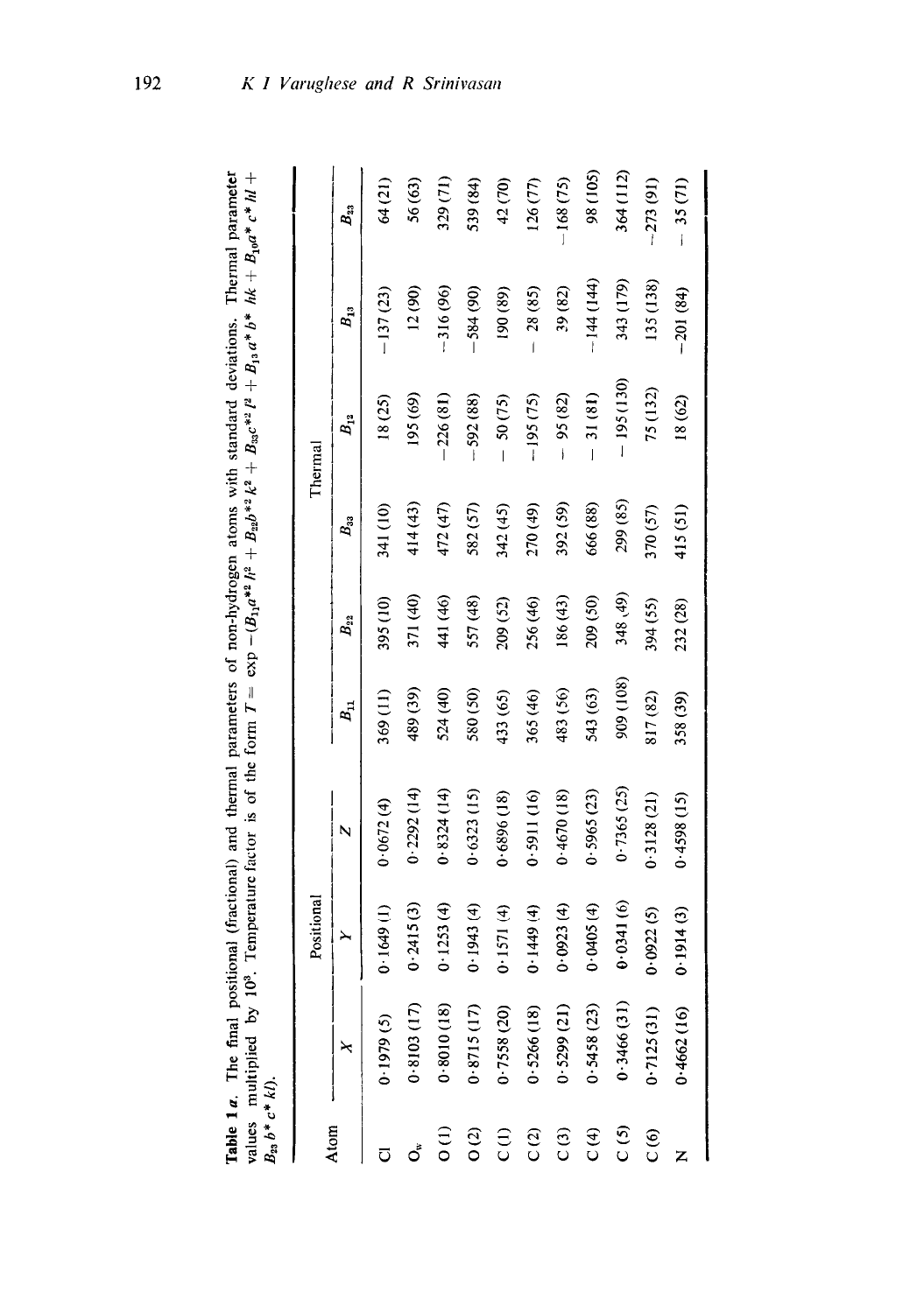**Table 1 a.** The final positional (fractional) and thermal parameters of non-hydrogen atoms with standard deviations. Thermal parameter values multiplied by $10^3$. Temperature factor is of the form $T = \exp -(B_{11}a^{*2}h^2 + B_{22}b^{*2}k^2 + B_{33}c^{*2}l^2 + B_{12}a^*b^*\ hk + B_{13}a^*c^*hl + B_{23}b^*c^*kl)$.

| Atom | Positional | | | Thermal | | | | | |
|---|---|---|---|---|---|---|---|---|---|
| | $X$ | $Y$ | $Z$ | $B_{11}$ | $B_{22}$ | $B_{33}$ | $B_{12}$ | $B_{13}$ | $B_{23}$ |
| Cl | 0·1979 (5) | 0·1649 (1) | 0·0672 (4) | 369 (11) | 395 (10) | 341 (10) | 18 (25) | −137 (23) | 64 (21) |
| $O_w$ | 0·8103 (17) | 0·2415 (3) | 0·2292 (14) | 489 (39) | 371 (40) | 414 (43) | 195 (69) | 12 (90) | 56 (63) |
| O (1) | 0·8010 (18) | 0·1253 (4) | 0·8324 (14) | 524 (40) | 441 (46) | 472 (47) | −226 (81) | −316 (96) | 329 (71) |
| O (2) | 0·8715 (17) | 0·1943 (4) | 0·6323 (15) | 580 (50) | 557 (48) | 582 (57) | −592 (88) | −584 (90) | 539 (84) |
| C (1) | 0·7558 (20) | 0·1571 (4) | 0·6896 (18) | 433 (65) | 209 (52) | 342 (45) | − 50 (75) | 190 (89) | 42 (70) |
| C (2) | 0·5266 (18) | 0·1449 (4) | 0·5911 (16) | 365 (46) | 256 (46) | 270 (49) | −195 (75) | − 28 (85) | 126 (77) |
| C (3) | 0·5299 (21) | 0·0923 (4) | 0·4670 (18) | 483 (56) | 186 (43) | 392 (59) | − 95 (82) | 39 (82) | −168 (75) |
| C (4) | 0·5458 (23) | 0·0405 (4) | 0·5965 (23) | 543 (63) | 209 (50) | 666 (88) | − 31 (81) | −144 (144) | 98 (105) |
| C (5) | 0·3466 (31) | 0·0341 (6) | 0·7365 (25) | 909 (108) | 348 (49) | 299 (85) | − 195 (130) | 343 (179) | 364 (112) |
| C (6) | 0·7125 (31) | 0·0922 (5) | 0·3128 (21) | 817 (82) | 394 (55) | 370 (57) | 75 (132) | 135 (138) | −273 (91) |
| N | 0·4662 (16) | 0·1914 (3) | 0·4598 (15) | 358 (39) | 232 (28) | 415 (51) | 18 (62) | −201 (84) | − 35 (71) |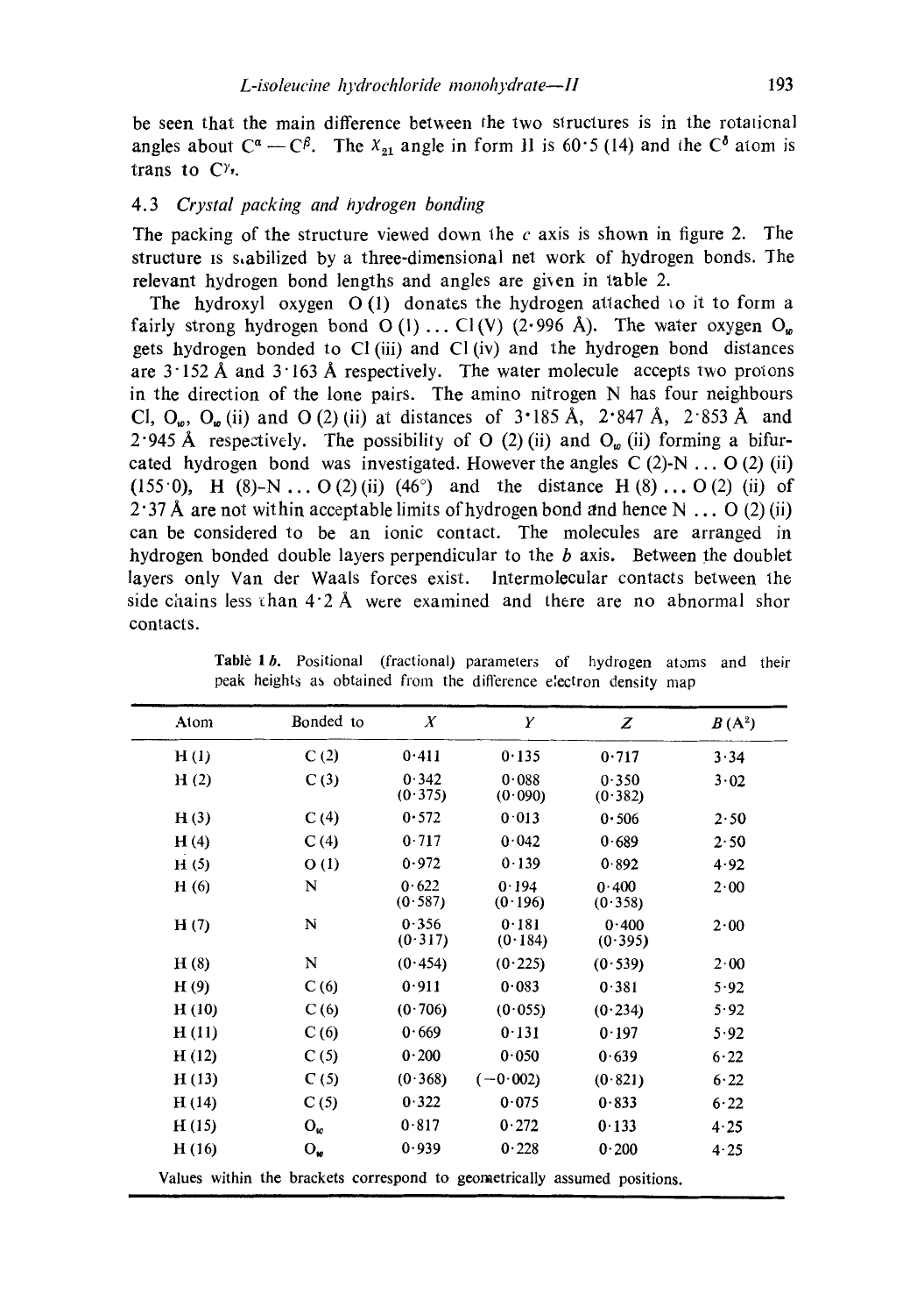be seen that the main difference between the two structures is in the rotational angles about $C^{\alpha} - C^{\beta}$. The $\chi_{21}$ angle in form II is 60·5 (14) and the $C^{\delta}$ atom is trans to $C^{\gamma_1}$.

### 4.3 *Crystal packing and hydrogen bonding*

The packing of the structure viewed down the *c* axis is shown in figure 2. The structure is stabilized by a three-dimensional net work of hydrogen bonds. The relevant hydrogen bond lengths and angles are given in table 2.

The hydroxyl oxygen O (1) donates the hydrogen attached to it to form a fairly strong hydrogen bond O (1) ... Cl (V) (2·996 Å). The water oxygen $O_w$ gets hydrogen bonded to Cl (iii) and Cl (iv) and the hydrogen bond distances are 3·152 Å and 3·163 Å respectively. The water molecule accepts two protons in the direction of the lone pairs. The amino nitrogen N has four neighbours Cl, $O_w$, $O_w$ (ii) and O (2) (ii) at distances of 3·185 Å, 2·847 Å, 2·853 Å and 2·945 Å respectively. The possibility of O (2) (ii) and $O_w$ (ii) forming a bifurcated hydrogen bond was investigated. However the angles C (2)-N ... O (2) (ii) (155·0), H (8)-N ... O (2) (ii) (46°) and the distance H (8) ... O (2) (ii) of 2·37 Å are not within acceptable limits of hydrogen bond and hence N ... O (2) (ii) can be considered to be an ionic contact. The molecules are arranged in hydrogen bonded double layers perpendicular to the *b* axis. Between the doublet layers only Van der Waals forces exist. Intermolecular contacts between the side chains less than 4·2 Å were examined and there are no abnormal shor contacts.

**Table 1 *b*.** Positional (fractional) parameters of hydrogen atoms and their peak heights as obtained from the difference electron density map

| Atom | Bonded to | *X* | *Y* | *Z* | *B* (Å²) |
|---|---|---|---|---|---|
| H (1) | C (2) | 0·411 | 0·135 | 0·717 | 3·34 |
| H (2) | C (3) | 0·342 (0·375) | 0·088 (0·090) | 0·350 (0·382) | 3·02 |
| H (3) | C (4) | 0·572 | 0·013 | 0·506 | 2·50 |
| H (4) | C (4) | 0·717 | 0·042 | 0·689 | 2·50 |
| H (5) | O (1) | 0·972 | 0·139 | 0·892 | 4·92 |
| H (6) | N | 0·622 (0·587) | 0·194 (0·196) | 0·400 (0·358) | 2·00 |
| H (7) | N | 0·356 (0·317) | 0·181 (0·184) | 0·400 (0·395) | 2·00 |
| H (8) | N | (0·454) | (0·225) | (0·539) | 2·00 |
| H (9) | C (6) | 0·911 | 0·083 | 0·381 | 5·92 |
| H (10) | C (6) | (0·706) | (0·055) | (0·234) | 5·92 |
| H (11) | C (6) | 0·669 | 0·131 | 0·197 | 5·92 |
| H (12) | C (5) | 0·200 | 0·050 | 0·639 | 6·22 |
| H (13) | C (5) | (0·368) | (−0·002) | (0·821) | 6·22 |
| H (14) | C (5) | 0·322 | 0·075 | 0·833 | 6·22 |
| H (15) | $O_w$ | 0·817 | 0·272 | 0·133 | 4·25 |
| H (16) | $O_w$ | 0·939 | 0·228 | 0·200 | 4·25 |

Values within the brackets correspond to geometrically assumed positions.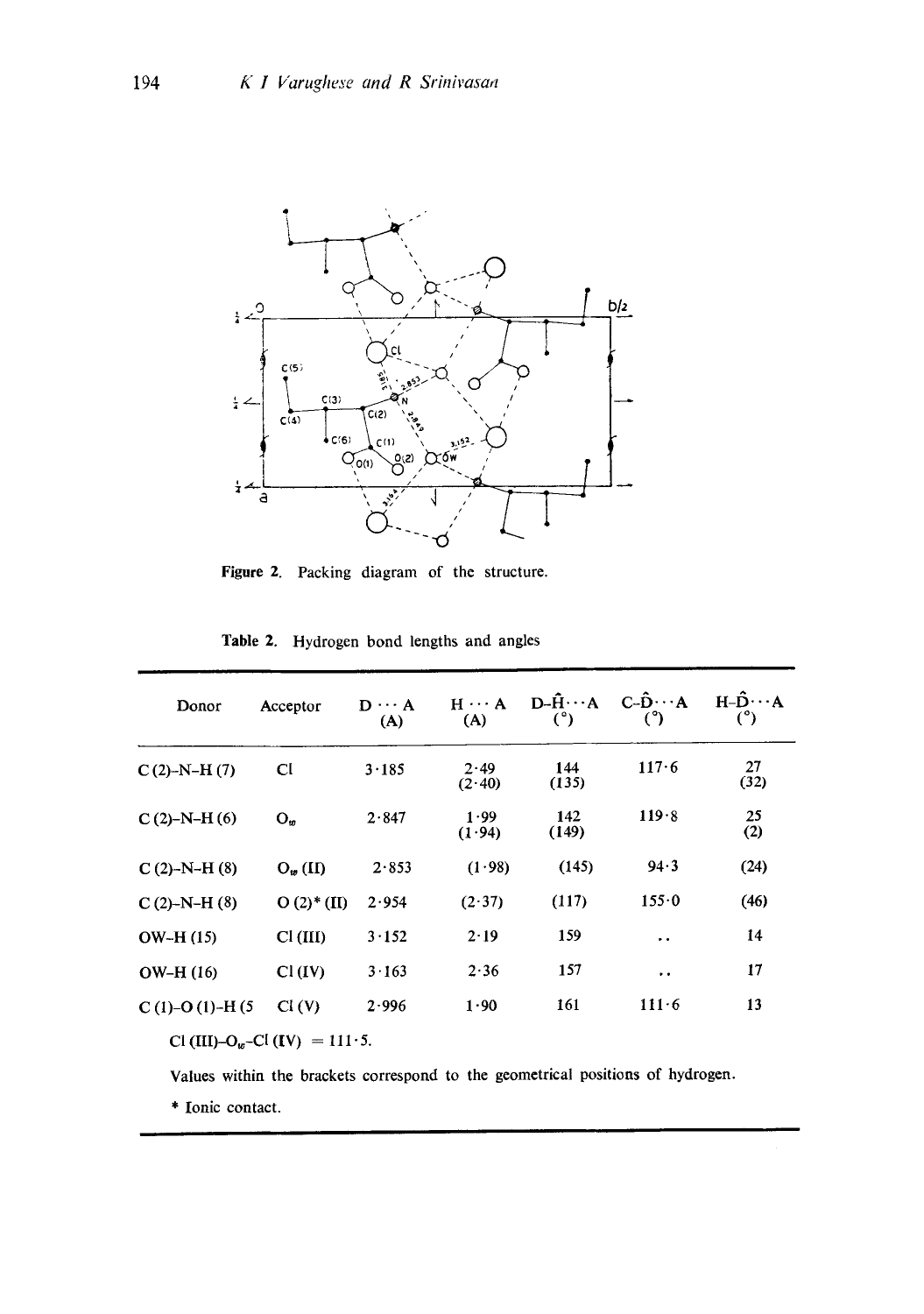Figure 2. Packing diagram of the structure.

Table 2. Hydrogen bond lengths and angles

| Donor | Acceptor | D ··· A (A) | H ··· A (A) | D-$\hat{H}$···A (°) | C-$\hat{D}$···A (°) | H-$\hat{D}$···A (°) |
|---|---|---|---|---|---|---|
| C (2)-N-H (7) | Cl | 3·185 | 2·49 (2·40) | 144 (135) | 117·6 | 27 (32) |
| C (2)-N-H (6) | $O_w$ | 2·847 | 1·99 (1·94) | 142 (149) | 119·8 | 25 (2) |
| C (2)-N-H (8) | $O_w$ (II) | 2·853 | (1·98) | (145) | 94·3 | (24) |
| C (2)-N-H (8) | O (2)* (II) | 2·954 | (2·37) | (117) | 155·0 | (46) |
| OW-H (15) | Cl (III) | 3·152 | 2·19 | 159 | .. | 14 |
| OW-H (16) | Cl (IV) | 3·163 | 2·36 | 157 | .. | 17 |
| C (1)-O (1)-H (5 | Cl (V) | 2·996 | 1·90 | 161 | 111·6 | 13 |

Cl (III)-$O_w$-Cl (IV) = 111·5.

Values within the brackets correspond to the geometrical positions of hydrogen.

* Ionic contact.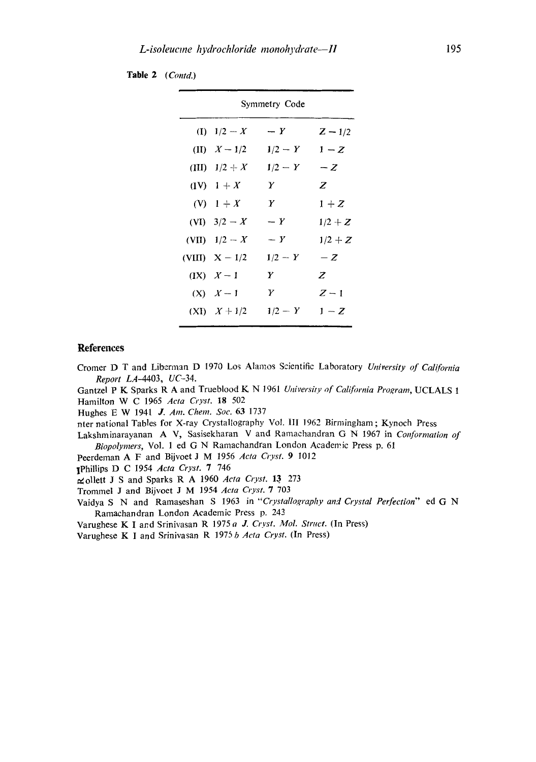**Table 2** (*Contd.*)

| Symmetry Code | | | |
|---|---|---|---|
| (I) | $1/2 - X$ | $-Y$ | $Z - 1/2$ |
| (II) | $X - 1/2$ | $1/2 - Y$ | $1 - Z$ |
| (III) | $1/2 + X$ | $1/2 - Y$ | $-Z$ |
| (IV) | $1 + X$ | $Y$ | $Z$ |
| (V) | $1 + X$ | $Y$ | $1 + Z$ |
| (VI) | $3/2 - X$ | $-Y$ | $1/2 + Z$ |
| (VII) | $1/2 - X$ | $-Y$ | $1/2 + Z$ |
| (VIII) | $X - 1/2$ | $1/2 - Y$ | $-Z$ |
| (IX) | $X - 1$ | $Y$ | $Z$ |
| (X) | $X - 1$ | $Y$ | $Z - 1$ |
| (XI) | $X + 1/2$ | $1/2 - Y$ | $1 - Z$ |

## References

Cromer D T and Liberman D 1970 Los Alamos Scientific Laboratory *University of California Report LA*-4403, *UC*-34.

Gantzel P K Sparks R A and Trueblood K N 1961 *University of California Program*, UCLALS 1

Hamilton W C 1965 *Acta Cryst.* **18** 502

Hughes E W 1941 *J. Am. Chem. Soc.* **63** 1737

nter national Tables for X-ray Crystallography Vol. III 1962 Birmingham; Kynoch Press

Lakshminarayanan A V, Sasisekharan V and Ramachandran G N 1967 in *Conformation of Biopolymers*, Vol. 1 ed G N Ramachandran London Academic Press p. 61

Peerdeman A F and Bijvoet J M 1956 *Acta Cryst.* **9** 1012

Phillips D C 1954 *Acta Cryst.* **7** 746

Rollett J S and Sparks R A 1960 *Acta Cryst.* **13** 273

Trommel J and Bijvoet J M 1954 *Acta Cryst.* **7** 703

Vaidya S N and Ramaseshan S 1963 in "*Crystallography and Crystal Perfection*" ed G N Ramachandran London Academic Press p. 243

Varughese K I and Srinivasan R 1975*a J. Cryst. Mol. Struct.* (In Press)

Varughese K I and Srinivasan R 1975*b Acta Cryst.* (In Press)